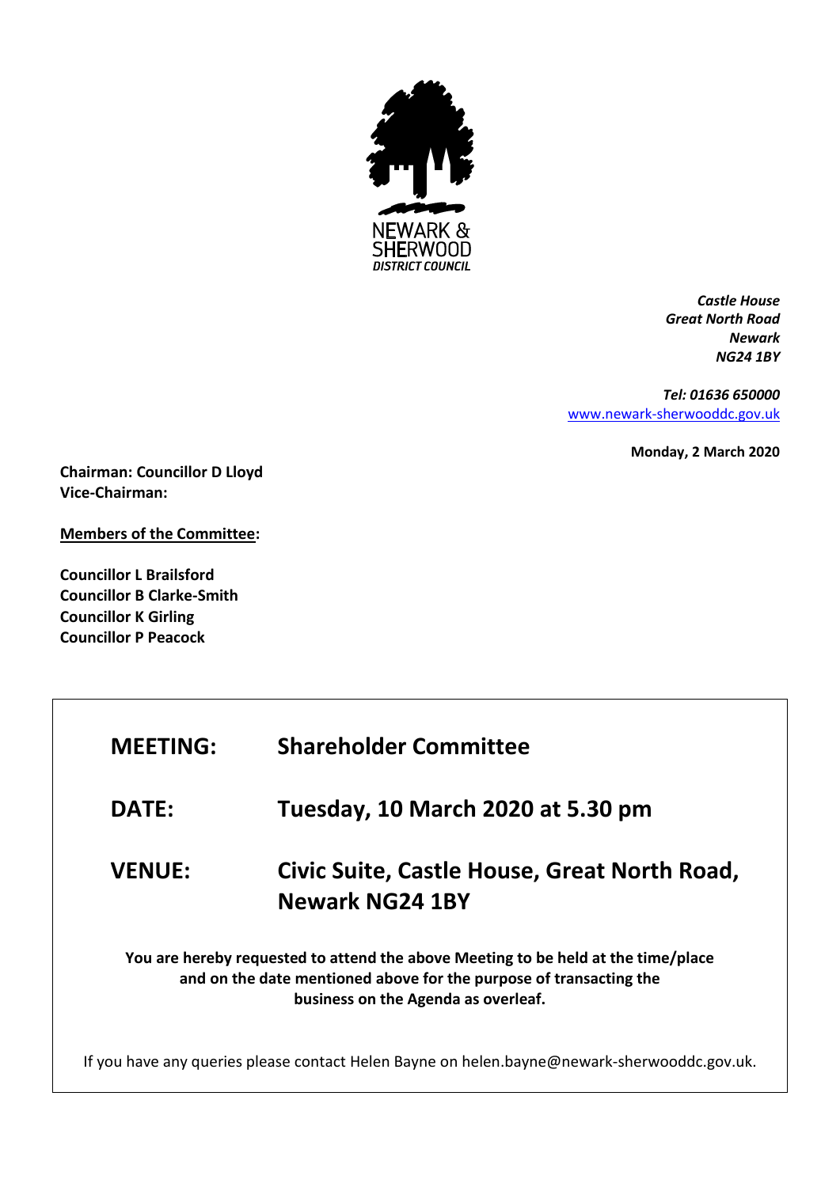NEWARK & SHERWOOD
*DISTRICT COUNCIL*

***Castle House***
***Great North Road***
***Newark***
***NG24 1BY***

***Tel: 01636 650000***
[www.newark-sherwooddc.gov.uk](http://www.newark-sherwooddc.gov.uk)

**Monday, 2 March 2020**

**Chairman: Councillor D Lloyd**
**Vice-Chairman:**

**Members of the Committee:**

**Councillor L Brailsford**
**Councillor B Clarke-Smith**
**Councillor K Girling**
**Councillor P Peacock**

| | |
|---|---|
| **MEETING:** | **Shareholder Committee** |
| **DATE:** | **Tuesday, 10 March 2020 at 5.30 pm** |
| **VENUE:** | **Civic Suite, Castle House, Great North Road, Newark NG24 1BY** |

**You are hereby requested to attend the above Meeting to be held at the time/place and on the date mentioned above for the purpose of transacting the business on the Agenda as overleaf.**

If you have any queries please contact Helen Bayne on helen.bayne@newark-sherwooddc.gov.uk.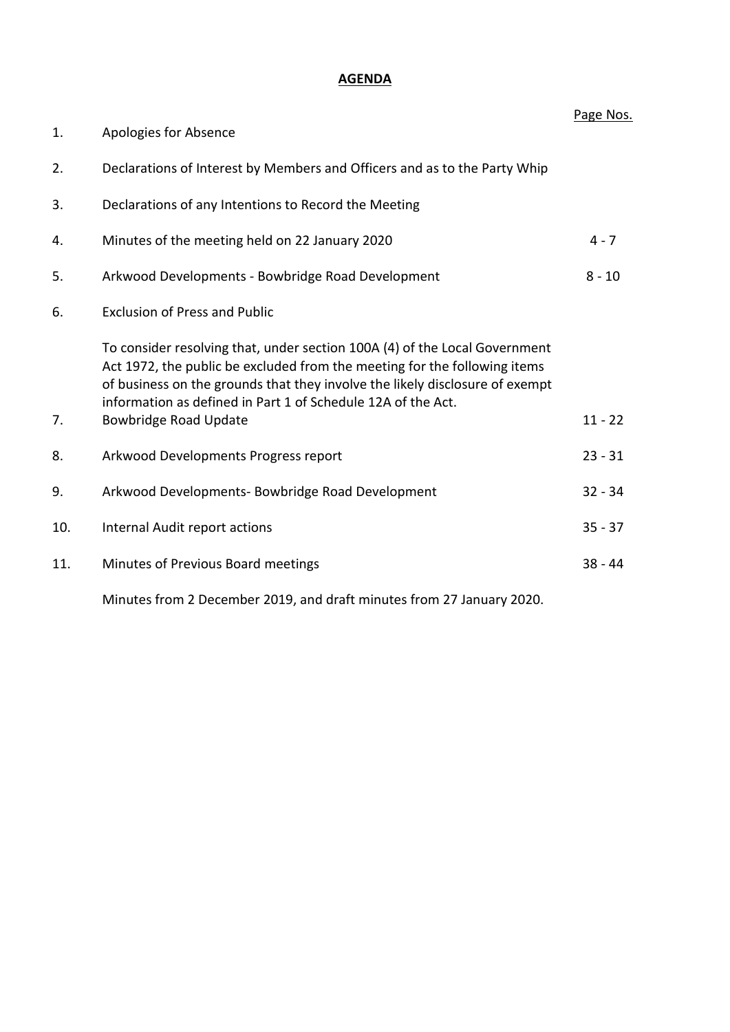# AGENDA

| | | Page Nos. |
|---|---|---|
| 1. | Apologies for Absence | |
| 2. | Declarations of Interest by Members and Officers and as to the Party Whip | |
| 3. | Declarations of any Intentions to Record the Meeting | |
| 4. | Minutes of the meeting held on 22 January 2020 | 4 - 7 |
| 5. | Arkwood Developments - Bowbridge Road Development | 8 - 10 |
| 6. | Exclusion of Press and Public<br><br>To consider resolving that, under section 100A (4) of the Local Government Act 1972, the public be excluded from the meeting for the following items of business on the grounds that they involve the likely disclosure of exempt information as defined in Part 1 of Schedule 12A of the Act. | |
| 7. | Bowbridge Road Update | 11 - 22 |
| 8. | Arkwood Developments Progress report | 23 - 31 |
| 9. | Arkwood Developments- Bowbridge Road Development | 32 - 34 |
| 10. | Internal Audit report actions | 35 - 37 |
| 11. | Minutes of Previous Board meetings<br><br>Minutes from 2 December 2019, and draft minutes from 27 January 2020. | 38 - 44 |